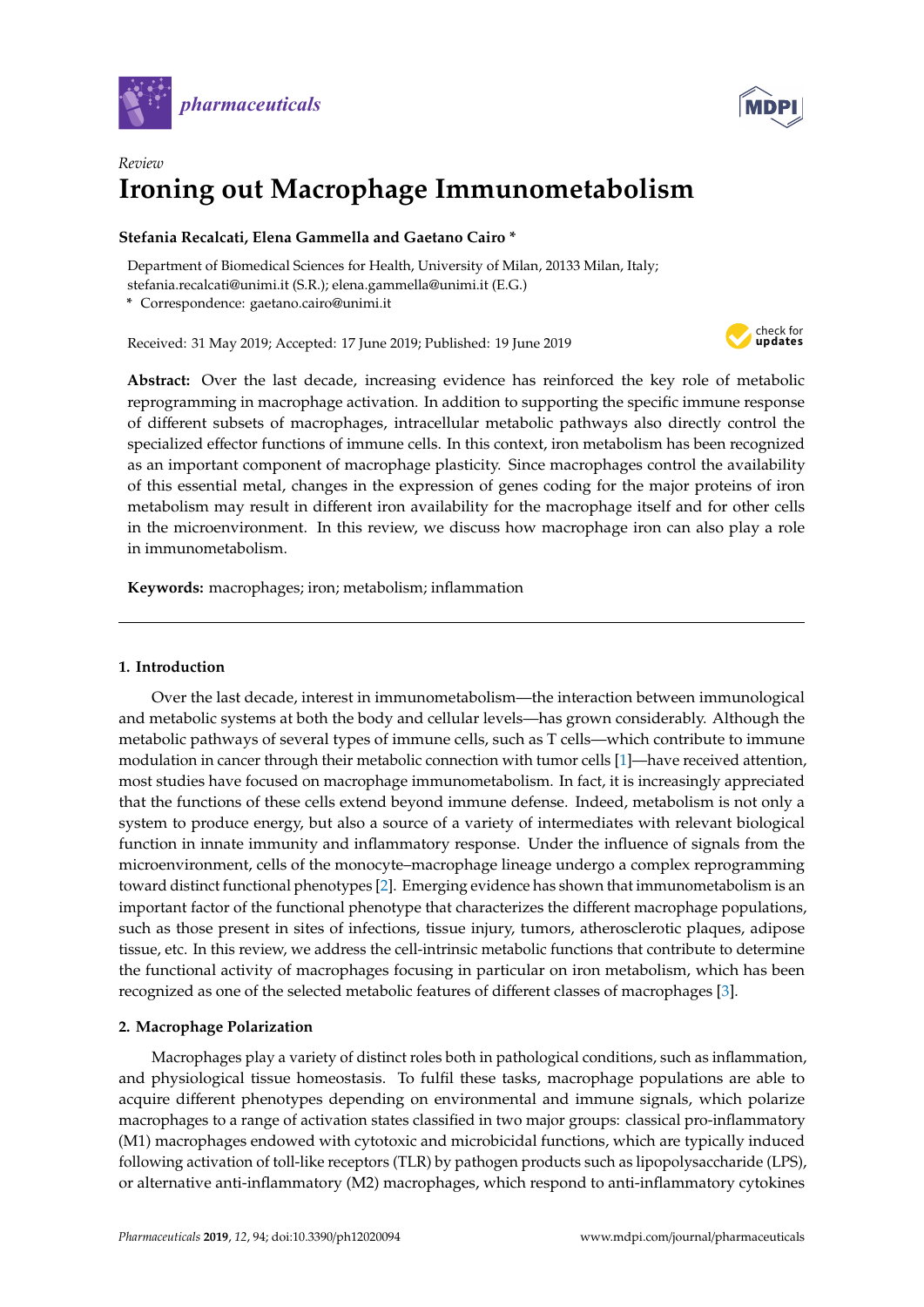*Review*

# Ironing out Macrophage Immunometabolism

**Stefania Recalcati, Elena Gammella and Gaetano Cairo ***

Department of Biomedical Sciences for Health, University of Milan, 20133 Milan, Italy; stefania.recalcati@unimi.it (S.R.); elena.gammella@unimi.it (E.G.)

* Correspondence: gaetano.cairo@unimi.it

Received: 31 May 2019; Accepted: 17 June 2019; Published: 19 June 2019

**Abstract:** Over the last decade, increasing evidence has reinforced the key role of metabolic reprogramming in macrophage activation. In addition to supporting the specific immune response of different subsets of macrophages, intracellular metabolic pathways also directly control the specialized effector functions of immune cells. In this context, iron metabolism has been recognized as an important component of macrophage plasticity. Since macrophages control the availability of this essential metal, changes in the expression of genes coding for the major proteins of iron metabolism may result in different iron availability for the macrophage itself and for other cells in the microenvironment. In this review, we discuss how macrophage iron can also play a role in immunometabolism.

**Keywords:** macrophages; iron; metabolism; inflammation

## 1. Introduction

Over the last decade, interest in immunometabolism—the interaction between immunological and metabolic systems at both the body and cellular levels—has grown considerably. Although the metabolic pathways of several types of immune cells, such as T cells—which contribute to immune modulation in cancer through their metabolic connection with tumor cells [1]—have received attention, most studies have focused on macrophage immunometabolism. In fact, it is increasingly appreciated that the functions of these cells extend beyond immune defense. Indeed, metabolism is not only a system to produce energy, but also a source of a variety of intermediates with relevant biological function in innate immunity and inflammatory response. Under the influence of signals from the microenvironment, cells of the monocyte–macrophage lineage undergo a complex reprogramming toward distinct functional phenotypes [2]. Emerging evidence has shown that immunometabolism is an important factor of the functional phenotype that characterizes the different macrophage populations, such as those present in sites of infections, tissue injury, tumors, atherosclerotic plaques, adipose tissue, etc. In this review, we address the cell-intrinsic metabolic functions that contribute to determine the functional activity of macrophages focusing in particular on iron metabolism, which has been recognized as one of the selected metabolic features of different classes of macrophages [3].

## 2. Macrophage Polarization

Macrophages play a variety of distinct roles both in pathological conditions, such as inflammation, and physiological tissue homeostasis. To fulfil these tasks, macrophage populations are able to acquire different phenotypes depending on environmental and immune signals, which polarize macrophages to a range of activation states classified in two major groups: classical pro-inflammatory (M1) macrophages endowed with cytotoxic and microbicidal functions, which are typically induced following activation of toll-like receptors (TLR) by pathogen products such as lipopolysaccharide (LPS), or alternative anti-inflammatory (M2) macrophages, which respond to anti-inflammatory cytokines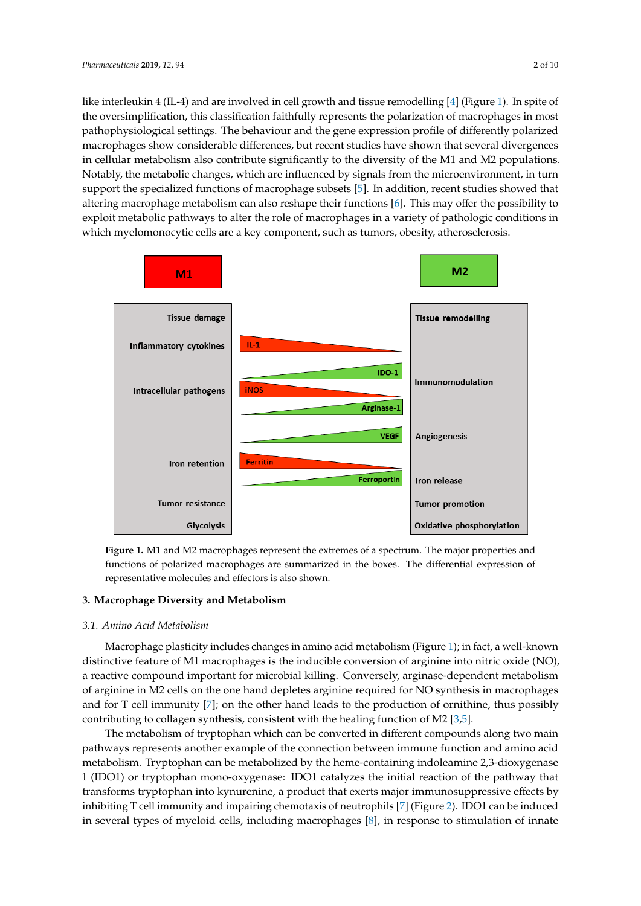like interleukin 4 (IL-4) and are involved in cell growth and tissue remodelling [4] (Figure 1). In spite of the oversimplification, this classification faithfully represents the polarization of macrophages in most pathophysiological settings. The behaviour and the gene expression profile of differently polarized macrophages show considerable differences, but recent studies have shown that several divergences in cellular metabolism also contribute significantly to the diversity of the M1 and M2 populations. Notably, the metabolic changes, which are influenced by signals from the microenvironment, in turn support the specialized functions of macrophage subsets [5]. In addition, recent studies showed that altering macrophage metabolism can also reshape their functions [6]. This may offer the possibility to exploit metabolic pathways to alter the role of macrophages in a variety of pathologic conditions in which myelomonocytic cells are a key component, such as tumors, obesity, atherosclerosis.

| M1 | | M2 |
| --- | --- | --- |
| Tissue damage | | Tissue remodelling |
| Inflammatory cytokines | IL-1 | |
| | IDO-1 | Immunomodulation |
| Intracellular pathogens | iNOS | |
| | Arginase-1 | |
| | VEGF | Angiogenesis |
| Iron retention | Ferritin | |
| | Ferroportin | Iron release |
| Tumor resistance | | Tumor promotion |
| Glycolysis | | Oxidative phosphorylation |

**Figure 1.** M1 and M2 macrophages represent the extremes of a spectrum. The major properties and functions of polarized macrophages are summarized in the boxes. The differential expression of representative molecules and effectors is also shown.

## 3. Macrophage Diversity and Metabolism

### *3.1. Amino Acid Metabolism*

Macrophage plasticity includes changes in amino acid metabolism (Figure 1); in fact, a well-known distinctive feature of M1 macrophages is the inducible conversion of arginine into nitric oxide (NO), a reactive compound important for microbial killing. Conversely, arginase-dependent metabolism of arginine in M2 cells on the one hand depletes arginine required for NO synthesis in macrophages and for T cell immunity [7]; on the other hand leads to the production of ornithine, thus possibly contributing to collagen synthesis, consistent with the healing function of M2 [3,5].

The metabolism of tryptophan which can be converted in different compounds along two main pathways represents another example of the connection between immune function and amino acid metabolism. Tryptophan can be metabolized by the heme-containing indoleamine 2,3-dioxygenase 1 (IDO1) or tryptophan mono-oxygenase: IDO1 catalyzes the initial reaction of the pathway that transforms tryptophan into kynurenine, a product that exerts major immunosuppressive effects by inhibiting T cell immunity and impairing chemotaxis of neutrophils [7] (Figure 2). IDO1 can be induced in several types of myeloid cells, including macrophages [8], in response to stimulation of innate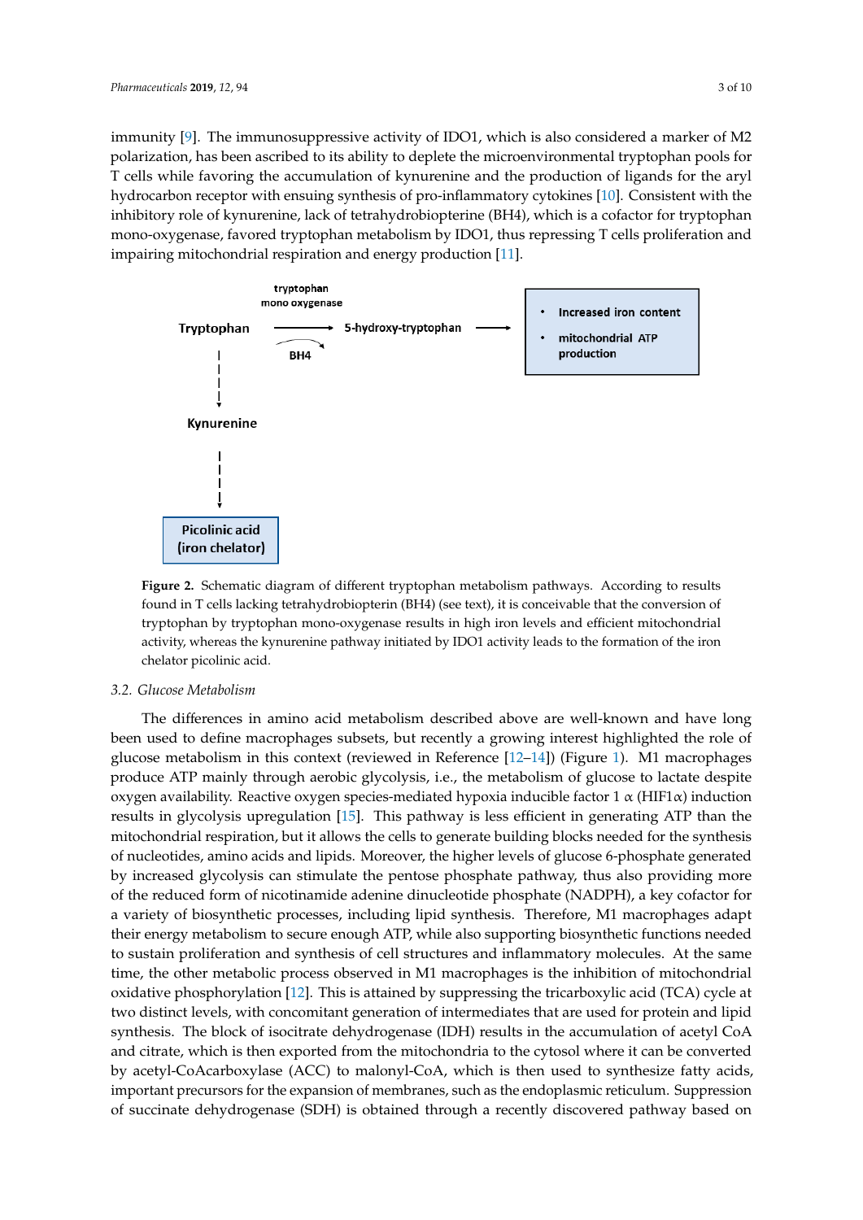immunity [9]. The immunosuppressive activity of IDO1, which is also considered a marker of M2 polarization, has been ascribed to its ability to deplete the microenvironmental tryptophan pools for T cells while favoring the accumulation of kynurenine and the production of ligands for the aryl hydrocarbon receptor with ensuing synthesis of pro-inflammatory cytokines [10]. Consistent with the inhibitory role of kynurenine, lack of tetrahydrobiopterine (BH4), which is a cofactor for tryptophan mono-oxygenase, favored tryptophan metabolism by IDO1, thus repressing T cells proliferation and impairing mitochondrial respiration and energy production [11].

**Figure 2.** Schematic diagram of different tryptophan metabolism pathways. According to results found in T cells lacking tetrahydrobiopterin (BH4) (see text), it is conceivable that the conversion of tryptophan by tryptophan mono-oxygenase results in high iron levels and efficient mitochondrial activity, whereas the kynurenine pathway initiated by IDO1 activity leads to the formation of the iron chelator picolinic acid.

### 3.2. Glucose Metabolism

The differences in amino acid metabolism described above are well-known and have long been used to define macrophages subsets, but recently a growing interest highlighted the role of glucose metabolism in this context (reviewed in Reference [12–14]) (Figure 1). M1 macrophages produce ATP mainly through aerobic glycolysis, i.e., the metabolism of glucose to lactate despite oxygen availability. Reactive oxygen species-mediated hypoxia inducible factor 1 $\alpha$ (HIF1$\alpha$) induction results in glycolysis upregulation [15]. This pathway is less efficient in generating ATP than the mitochondrial respiration, but it allows the cells to generate building blocks needed for the synthesis of nucleotides, amino acids and lipids. Moreover, the higher levels of glucose 6-phosphate generated by increased glycolysis can stimulate the pentose phosphate pathway, thus also providing more of the reduced form of nicotinamide adenine dinucleotide phosphate (NADPH), a key cofactor for a variety of biosynthetic processes, including lipid synthesis. Therefore, M1 macrophages adapt their energy metabolism to secure enough ATP, while also supporting biosynthetic functions needed to sustain proliferation and synthesis of cell structures and inflammatory molecules. At the same time, the other metabolic process observed in M1 macrophages is the inhibition of mitochondrial oxidative phosphorylation [12]. This is attained by suppressing the tricarboxylic acid (TCA) cycle at two distinct levels, with concomitant generation of intermediates that are used for protein and lipid synthesis. The block of isocitrate dehydrogenase (IDH) results in the accumulation of acetyl CoA and citrate, which is then exported from the mitochondria to the cytosol where it can be converted by acetyl-CoAcarboxylase (ACC) to malonyl-CoA, which is then used to synthesize fatty acids, important precursors for the expansion of membranes, such as the endoplasmic reticulum. Suppression of succinate dehydrogenase (SDH) is obtained through a recently discovered pathway based on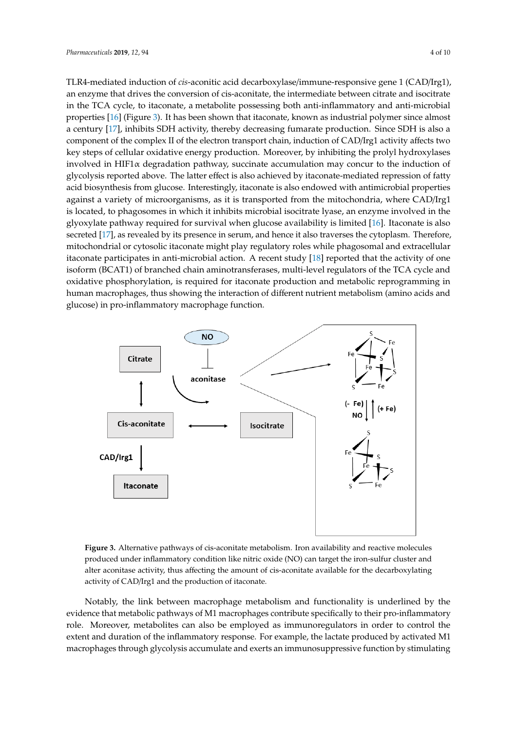TLR4-mediated induction of *cis*-aconitic acid decarboxylase/immune-responsive gene 1 (CAD/Irg1), an enzyme that drives the conversion of cis-aconitate, the intermediate between citrate and isocitrate in the TCA cycle, to itaconate, a metabolite possessing both anti-inflammatory and anti-microbial properties [16] (Figure 3). It has been shown that itaconate, known as industrial polymer since almost a century [17], inhibits SDH activity, thereby decreasing fumarate production. Since SDH is also a component of the complex II of the electron transport chain, induction of CAD/Irg1 activity affects two key steps of cellular oxidative energy production. Moreover, by inhibiting the prolyl hydroxylases involved in HIF1α degradation pathway, succinate accumulation may concur to the induction of glycolysis reported above. The latter effect is also achieved by itaconate-mediated repression of fatty acid biosynthesis from glucose. Interestingly, itaconate is also endowed with antimicrobial properties against a variety of microorganisms, as it is transported from the mitochondria, where CAD/Irg1 is located, to phagosomes in which it inhibits microbial isocitrate lyase, an enzyme involved in the glyoxylate pathway required for survival when glucose availability is limited [16]. Itaconate is also secreted [17], as revealed by its presence in serum, and hence it also traverses the cytoplasm. Therefore, mitochondrial or cytosolic itaconate might play regulatory roles while phagosomal and extracellular itaconate participates in anti-microbial action. A recent study [18] reported that the activity of one isoform (BCAT1) of branched chain aminotransferases, multi-level regulators of the TCA cycle and oxidative phosphorylation, is required for itaconate production and metabolic reprogramming in human macrophages, thus showing the interaction of different nutrient metabolism (amino acids and glucose) in pro-inflammatory macrophage function.

**Figure 3.** Alternative pathways of cis-aconitate metabolism. Iron availability and reactive molecules produced under inflammatory condition like nitric oxide (NO) can target the iron-sulfur cluster and alter aconitase activity, thus affecting the amount of cis-aconitate available for the decarboxylating activity of CAD/Irg1 and the production of itaconate.

Notably, the link between macrophage metabolism and functionality is underlined by the evidence that metabolic pathways of M1 macrophages contribute specifically to their pro-inflammatory role. Moreover, metabolites can also be employed as immunoregulators in order to control the extent and duration of the inflammatory response. For example, the lactate produced by activated M1 macrophages through glycolysis accumulate and exerts an immunosuppressive function by stimulating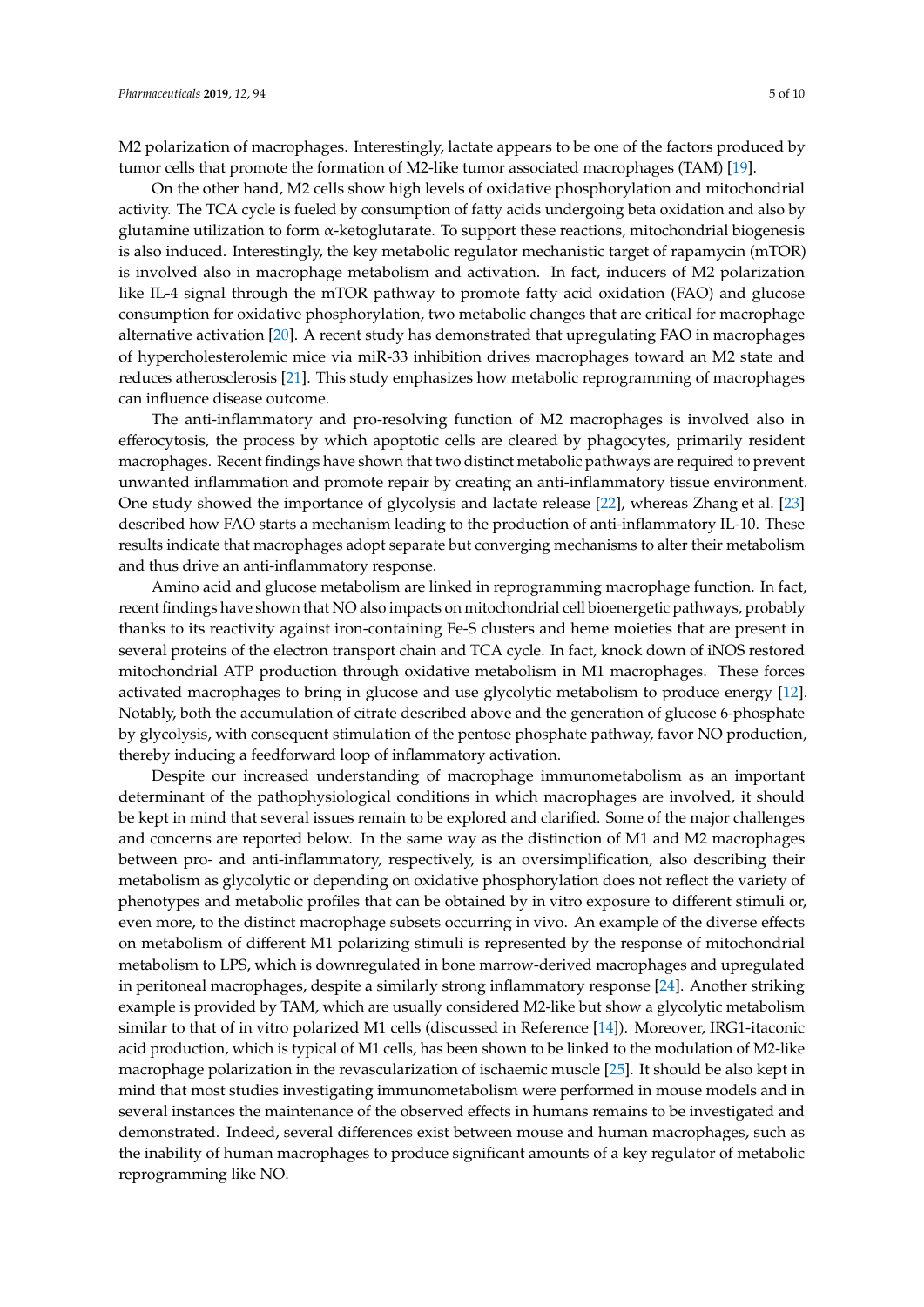M2 polarization of macrophages. Interestingly, lactate appears to be one of the factors produced by tumor cells that promote the formation of M2-like tumor associated macrophages (TAM) [19].

On the other hand, M2 cells show high levels of oxidative phosphorylation and mitochondrial activity. The TCA cycle is fueled by consumption of fatty acids undergoing beta oxidation and also by glutamine utilization to form $\alpha$-ketoglutarate. To support these reactions, mitochondrial biogenesis is also induced. Interestingly, the key metabolic regulator mechanistic target of rapamycin (mTOR) is involved also in macrophage metabolism and activation. In fact, inducers of M2 polarization like IL-4 signal through the mTOR pathway to promote fatty acid oxidation (FAO) and glucose consumption for oxidative phosphorylation, two metabolic changes that are critical for macrophage alternative activation [20]. A recent study has demonstrated that upregulating FAO in macrophages of hypercholesterolemic mice via miR-33 inhibition drives macrophages toward an M2 state and reduces atherosclerosis [21]. This study emphasizes how metabolic reprogramming of macrophages can influence disease outcome.

The anti-inflammatory and pro-resolving function of M2 macrophages is involved also in efferocytosis, the process by which apoptotic cells are cleared by phagocytes, primarily resident macrophages. Recent findings have shown that two distinct metabolic pathways are required to prevent unwanted inflammation and promote repair by creating an anti-inflammatory tissue environment. One study showed the importance of glycolysis and lactate release [22], whereas Zhang et al. [23] described how FAO starts a mechanism leading to the production of anti-inflammatory IL-10. These results indicate that macrophages adopt separate but converging mechanisms to alter their metabolism and thus drive an anti-inflammatory response.

Amino acid and glucose metabolism are linked in reprogramming macrophage function. In fact, recent findings have shown that NO also impacts on mitochondrial cell bioenergetic pathways, probably thanks to its reactivity against iron-containing Fe-S clusters and heme moieties that are present in several proteins of the electron transport chain and TCA cycle. In fact, knock down of iNOS restored mitochondrial ATP production through oxidative metabolism in M1 macrophages. These forces activated macrophages to bring in glucose and use glycolytic metabolism to produce energy [12]. Notably, both the accumulation of citrate described above and the generation of glucose 6-phosphate by glycolysis, with consequent stimulation of the pentose phosphate pathway, favor NO production, thereby inducing a feedforward loop of inflammatory activation.

Despite our increased understanding of macrophage immunometabolism as an important determinant of the pathophysiological conditions in which macrophages are involved, it should be kept in mind that several issues remain to be explored and clarified. Some of the major challenges and concerns are reported below. In the same way as the distinction of M1 and M2 macrophages between pro- and anti-inflammatory, respectively, is an oversimplification, also describing their metabolism as glycolytic or depending on oxidative phosphorylation does not reflect the variety of phenotypes and metabolic profiles that can be obtained by in vitro exposure to different stimuli or, even more, to the distinct macrophage subsets occurring in vivo. An example of the diverse effects on metabolism of different M1 polarizing stimuli is represented by the response of mitochondrial metabolism to LPS, which is downregulated in bone marrow-derived macrophages and upregulated in peritoneal macrophages, despite a similarly strong inflammatory response [24]. Another striking example is provided by TAM, which are usually considered M2-like but show a glycolytic metabolism similar to that of in vitro polarized M1 cells (discussed in Reference [14]). Moreover, IRG1-itaconic acid production, which is typical of M1 cells, has been shown to be linked to the modulation of M2-like macrophage polarization in the revascularization of ischaemic muscle [25]. It should be also kept in mind that most studies investigating immunometabolism were performed in mouse models and in several instances the maintenance of the observed effects in humans remains to be investigated and demonstrated. Indeed, several differences exist between mouse and human macrophages, such as the inability of human macrophages to produce significant amounts of a key regulator of metabolic reprogramming like NO.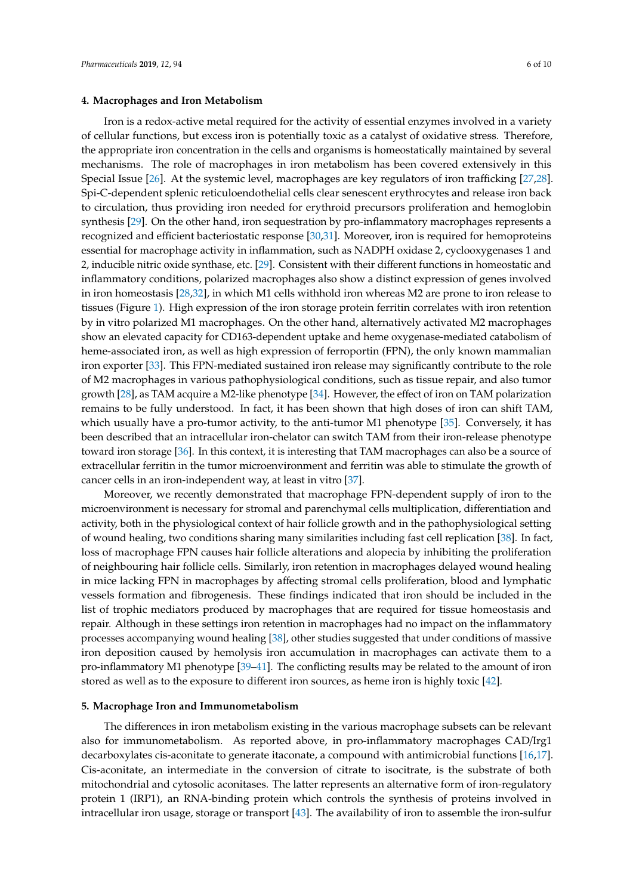## 4. Macrophages and Iron Metabolism

Iron is a redox-active metal required for the activity of essential enzymes involved in a variety of cellular functions, but excess iron is potentially toxic as a catalyst of oxidative stress. Therefore, the appropriate iron concentration in the cells and organisms is homeostatically maintained by several mechanisms. The role of macrophages in iron metabolism has been covered extensively in this Special Issue [26]. At the systemic level, macrophages are key regulators of iron trafficking [27,28]. Spi-C-dependent splenic reticuloendothelial cells clear senescent erythrocytes and release iron back to circulation, thus providing iron needed for erythroid precursors proliferation and hemoglobin synthesis [29]. On the other hand, iron sequestration by pro-inflammatory macrophages represents a recognized and efficient bacteriostatic response [30,31]. Moreover, iron is required for hemoproteins essential for macrophage activity in inflammation, such as NADPH oxidase 2, cyclooxygenases 1 and 2, inducible nitric oxide synthase, etc. [29]. Consistent with their different functions in homeostatic and inflammatory conditions, polarized macrophages also show a distinct expression of genes involved in iron homeostasis [28,32], in which M1 cells withhold iron whereas M2 are prone to iron release to tissues (Figure 1). High expression of the iron storage protein ferritin correlates with iron retention by in vitro polarized M1 macrophages. On the other hand, alternatively activated M2 macrophages show an elevated capacity for CD163-dependent uptake and heme oxygenase-mediated catabolism of heme-associated iron, as well as high expression of ferroportin (FPN), the only known mammalian iron exporter [33]. This FPN-mediated sustained iron release may significantly contribute to the role of M2 macrophages in various pathophysiological conditions, such as tissue repair, and also tumor growth [28], as TAM acquire a M2-like phenotype [34]. However, the effect of iron on TAM polarization remains to be fully understood. In fact, it has been shown that high doses of iron can shift TAM, which usually have a pro-tumor activity, to the anti-tumor M1 phenotype [35]. Conversely, it has been described that an intracellular iron-chelator can switch TAM from their iron-release phenotype toward iron storage [36]. In this context, it is interesting that TAM macrophages can also be a source of extracellular ferritin in the tumor microenvironment and ferritin was able to stimulate the growth of cancer cells in an iron-independent way, at least in vitro [37].

Moreover, we recently demonstrated that macrophage FPN-dependent supply of iron to the microenvironment is necessary for stromal and parenchymal cells multiplication, differentiation and activity, both in the physiological context of hair follicle growth and in the pathophysiological setting of wound healing, two conditions sharing many similarities including fast cell replication [38]. In fact, loss of macrophage FPN causes hair follicle alterations and alopecia by inhibiting the proliferation of neighbouring hair follicle cells. Similarly, iron retention in macrophages delayed wound healing in mice lacking FPN in macrophages by affecting stromal cells proliferation, blood and lymphatic vessels formation and fibrogenesis. These findings indicated that iron should be included in the list of trophic mediators produced by macrophages that are required for tissue homeostasis and repair. Although in these settings iron retention in macrophages had no impact on the inflammatory processes accompanying wound healing [38], other studies suggested that under conditions of massive iron deposition caused by hemolysis iron accumulation in macrophages can activate them to a pro-inflammatory M1 phenotype [39–41]. The conflicting results may be related to the amount of iron stored as well as to the exposure to different iron sources, as heme iron is highly toxic [42].

## 5. Macrophage Iron and Immunometabolism

The differences in iron metabolism existing in the various macrophage subsets can be relevant also for immunometabolism. As reported above, in pro-inflammatory macrophages CAD/Irg1 decarboxylates cis-aconitate to generate itaconate, a compound with antimicrobial functions [16,17]. Cis-aconitate, an intermediate in the conversion of citrate to isocitrate, is the substrate of both mitochondrial and cytosolic aconitases. The latter represents an alternative form of iron-regulatory protein 1 (IRP1), an RNA-binding protein which controls the synthesis of proteins involved in intracellular iron usage, storage or transport [43]. The availability of iron to assemble the iron-sulfur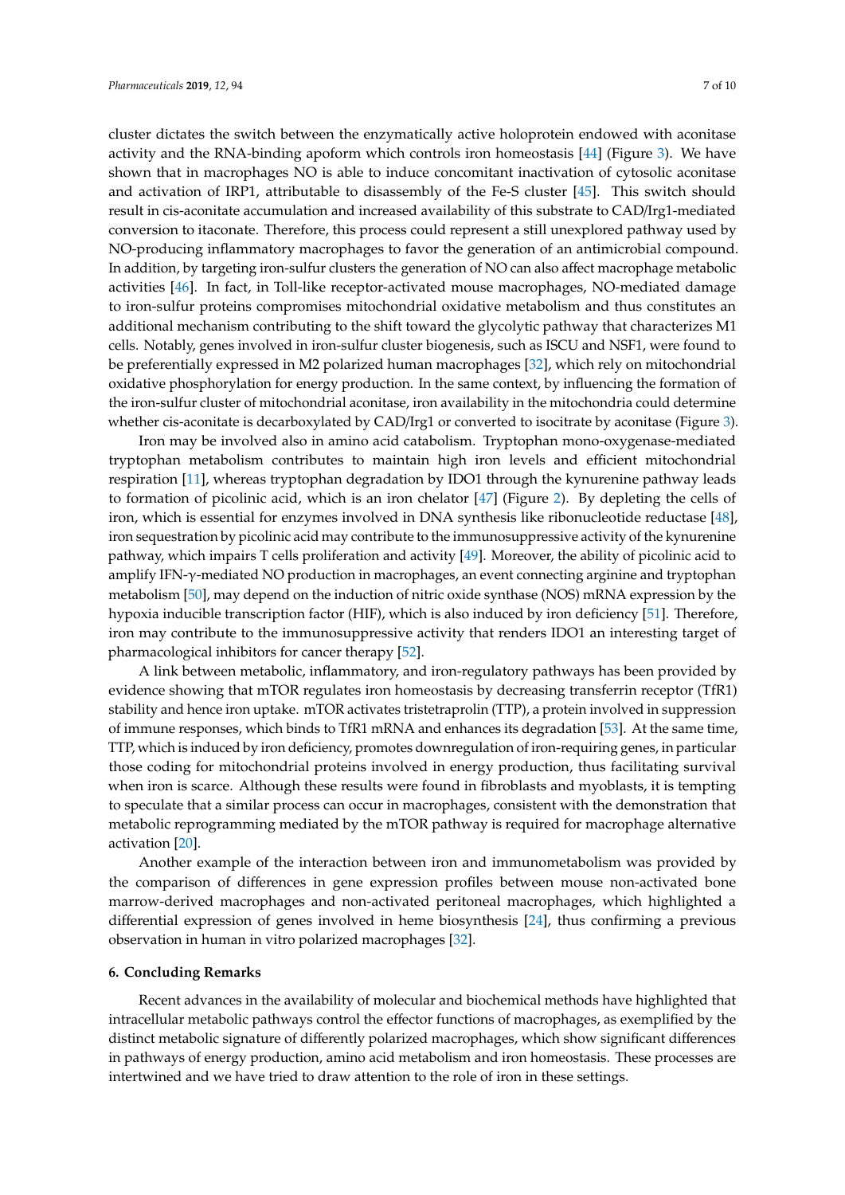cluster dictates the switch between the enzymatically active holoprotein endowed with aconitase activity and the RNA-binding apoform which controls iron homeostasis [44] (Figure 3). We have shown that in macrophages NO is able to induce concomitant inactivation of cytosolic aconitase and activation of IRP1, attributable to disassembly of the Fe-S cluster [45]. This switch should result in cis-aconitate accumulation and increased availability of this substrate to CAD/Irg1-mediated conversion to itaconate. Therefore, this process could represent a still unexplored pathway used by NO-producing inflammatory macrophages to favor the generation of an antimicrobial compound. In addition, by targeting iron-sulfur clusters the generation of NO can also affect macrophage metabolic activities [46]. In fact, in Toll-like receptor-activated mouse macrophages, NO-mediated damage to iron-sulfur proteins compromises mitochondrial oxidative metabolism and thus constitutes an additional mechanism contributing to the shift toward the glycolytic pathway that characterizes M1 cells. Notably, genes involved in iron-sulfur cluster biogenesis, such as ISCU and NSF1, were found to be preferentially expressed in M2 polarized human macrophages [32], which rely on mitochondrial oxidative phosphorylation for energy production. In the same context, by influencing the formation of the iron-sulfur cluster of mitochondrial aconitase, iron availability in the mitochondria could determine whether cis-aconitate is decarboxylated by CAD/Irg1 or converted to isocitrate by aconitase (Figure 3).

Iron may be involved also in amino acid catabolism. Tryptophan mono-oxygenase-mediated tryptophan metabolism contributes to maintain high iron levels and efficient mitochondrial respiration [11], whereas tryptophan degradation by IDO1 through the kynurenine pathway leads to formation of picolinic acid, which is an iron chelator [47] (Figure 2). By depleting the cells of iron, which is essential for enzymes involved in DNA synthesis like ribonucleotide reductase [48], iron sequestration by picolinic acid may contribute to the immunosuppressive activity of the kynurenine pathway, which impairs T cells proliferation and activity [49]. Moreover, the ability of picolinic acid to amplify IFN-γ-mediated NO production in macrophages, an event connecting arginine and tryptophan metabolism [50], may depend on the induction of nitric oxide synthase (NOS) mRNA expression by the hypoxia inducible transcription factor (HIF), which is also induced by iron deficiency [51]. Therefore, iron may contribute to the immunosuppressive activity that renders IDO1 an interesting target of pharmacological inhibitors for cancer therapy [52].

A link between metabolic, inflammatory, and iron-regulatory pathways has been provided by evidence showing that mTOR regulates iron homeostasis by decreasing transferrin receptor (TfR1) stability and hence iron uptake. mTOR activates tristetraprolin (TTP), a protein involved in suppression of immune responses, which binds to TfR1 mRNA and enhances its degradation [53]. At the same time, TTP, which is induced by iron deficiency, promotes downregulation of iron-requiring genes, in particular those coding for mitochondrial proteins involved in energy production, thus facilitating survival when iron is scarce. Although these results were found in fibroblasts and myoblasts, it is tempting to speculate that a similar process can occur in macrophages, consistent with the demonstration that metabolic reprogramming mediated by the mTOR pathway is required for macrophage alternative activation [20].

Another example of the interaction between iron and immunometabolism was provided by the comparison of differences in gene expression profiles between mouse non-activated bone marrow-derived macrophages and non-activated peritoneal macrophages, which highlighted a differential expression of genes involved in heme biosynthesis [24], thus confirming a previous observation in human in vitro polarized macrophages [32].

## 6. Concluding Remarks

Recent advances in the availability of molecular and biochemical methods have highlighted that intracellular metabolic pathways control the effector functions of macrophages, as exemplified by the distinct metabolic signature of differently polarized macrophages, which show significant differences in pathways of energy production, amino acid metabolism and iron homeostasis. These processes are intertwined and we have tried to draw attention to the role of iron in these settings.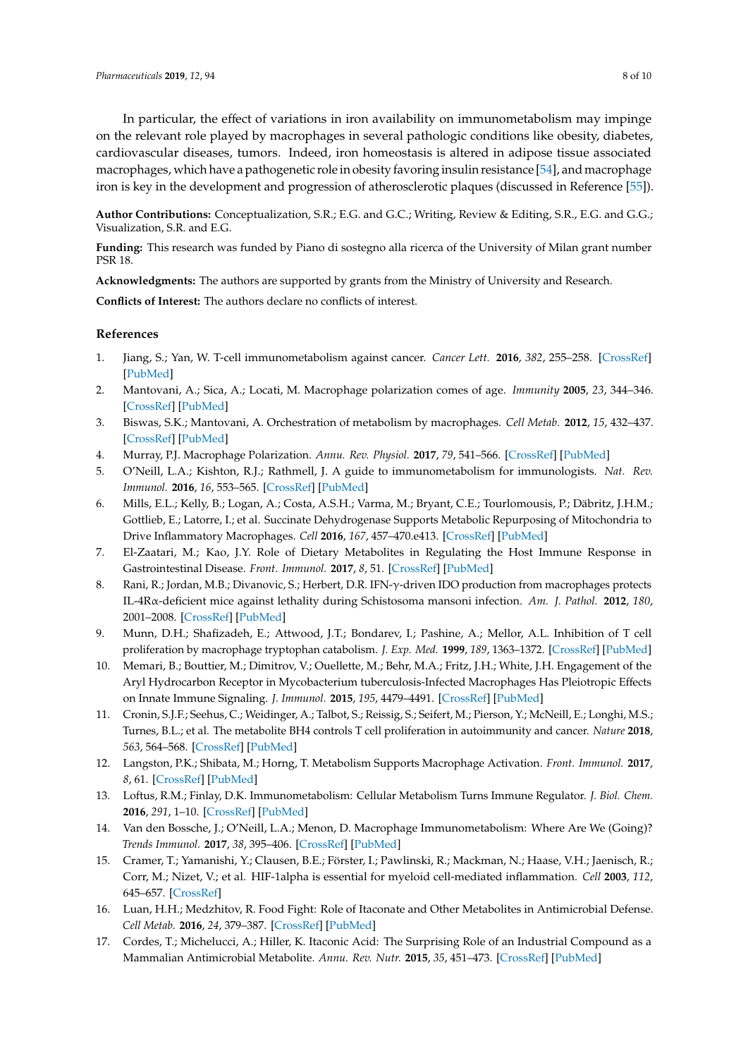In particular, the effect of variations in iron availability on immunometabolism may impinge on the relevant role played by macrophages in several pathologic conditions like obesity, diabetes, cardiovascular diseases, tumors. Indeed, iron homeostasis is altered in adipose tissue associated macrophages, which have a pathogenetic role in obesity favoring insulin resistance [54], and macrophage iron is key in the development and progression of atherosclerotic plaques (discussed in Reference [55]).

**Author Contributions:** Conceptualization, S.R.; E.G. and G.C.; Writing, Review & Editing, S.R., E.G. and G.G.; Visualization, S.R. and E.G.

**Funding:** This research was funded by Piano di sostegno alla ricerca of the University of Milan grant number PSR 18.

**Acknowledgments:** The authors are supported by grants from the Ministry of University and Research.

**Conflicts of Interest:** The authors declare no conflicts of interest.

## References

1. Jiang, S.; Yan, W. T-cell immunometabolism against cancer. *Cancer Lett.* **2016**, *382*, 255–258. [CrossRef] [PubMed]
2. Mantovani, A.; Sica, A.; Locati, M. Macrophage polarization comes of age. *Immunity* **2005**, *23*, 344–346. [CrossRef] [PubMed]
3. Biswas, S.K.; Mantovani, A. Orchestration of metabolism by macrophages. *Cell Metab.* **2012**, *15*, 432–437. [CrossRef] [PubMed]
4. Murray, P.J. Macrophage Polarization. *Annu. Rev. Physiol.* **2017**, *79*, 541–566. [CrossRef] [PubMed]
5. O'Neill, L.A.; Kishton, R.J.; Rathmell, J. A guide to immunometabolism for immunologists. *Nat. Rev. Immunol.* **2016**, *16*, 553–565. [CrossRef] [PubMed]
6. Mills, E.L.; Kelly, B.; Logan, A.; Costa, A.S.H.; Varma, M.; Bryant, C.E.; Tourlomousis, P.; Däbritz, J.H.M.; Gottlieb, E.; Latorre, I.; et al. Succinate Dehydrogenase Supports Metabolic Repurposing of Mitochondria to Drive Inflammatory Macrophages. *Cell* **2016**, *167*, 457–470.e413. [CrossRef] [PubMed]
7. El-Zaatari, M.; Kao, J.Y. Role of Dietary Metabolites in Regulating the Host Immune Response in Gastrointestinal Disease. *Front. Immunol.* **2017**, *8*, 51. [CrossRef] [PubMed]
8. Rani, R.; Jordan, M.B.; Divanovic, S.; Herbert, D.R. IFN-γ-driven IDO production from macrophages protects IL-4Rα-deficient mice against lethality during Schistosoma mansoni infection. *Am. J. Pathol.* **2012**, *180*, 2001–2008. [CrossRef] [PubMed]
9. Munn, D.H.; Shafizadeh, E.; Attwood, J.T.; Bondarev, I.; Pashine, A.; Mellor, A.L. Inhibition of T cell proliferation by macrophage tryptophan catabolism. *J. Exp. Med.* **1999**, *189*, 1363–1372. [CrossRef] [PubMed]
10. Memari, B.; Bouttier, M.; Dimitrov, V.; Ouellette, M.; Behr, M.A.; Fritz, J.H.; White, J.H. Engagement of the Aryl Hydrocarbon Receptor in Mycobacterium tuberculosis-Infected Macrophages Has Pleiotropic Effects on Innate Immune Signaling. *J. Immunol.* **2015**, *195*, 4479–4491. [CrossRef] [PubMed]
11. Cronin, S.J.F.; Seehus, C.; Weidinger, A.; Talbot, S.; Reissig, S.; Seifert, M.; Pierson, Y.; McNeill, E.; Longhi, M.S.; Turnes, B.L.; et al. The metabolite BH4 controls T cell proliferation in autoimmunity and cancer. *Nature* **2018**, *563*, 564–568. [CrossRef] [PubMed]
12. Langston, P.K.; Shibata, M.; Horng, T. Metabolism Supports Macrophage Activation. *Front. Immunol.* **2017**, *8*, 61. [CrossRef] [PubMed]
13. Loftus, R.M.; Finlay, D.K. Immunometabolism: Cellular Metabolism Turns Immune Regulator. *J. Biol. Chem.* **2016**, *291*, 1–10. [CrossRef] [PubMed]
14. Van den Bossche, J.; O'Neill, L.A.; Menon, D. Macrophage Immunometabolism: Where Are We (Going)? *Trends Immunol.* **2017**, *38*, 395–406. [CrossRef] [PubMed]
15. Cramer, T.; Yamanishi, Y.; Clausen, B.E.; Förster, I.; Pawlinski, R.; Mackman, N.; Haase, V.H.; Jaenisch, R.; Corr, M.; Nizet, V.; et al. HIF-1alpha is essential for myeloid cell-mediated inflammation. *Cell* **2003**, *112*, 645–657. [CrossRef]
16. Luan, H.H.; Medzhitov, R. Food Fight: Role of Itaconate and Other Metabolites in Antimicrobial Defense. *Cell Metab.* **2016**, *24*, 379–387. [CrossRef] [PubMed]
17. Cordes, T.; Michelucci, A.; Hiller, K. Itaconic Acid: The Surprising Role of an Industrial Compound as a Mammalian Antimicrobial Metabolite. *Annu. Rev. Nutr.* **2015**, *35*, 451–473. [CrossRef] [PubMed]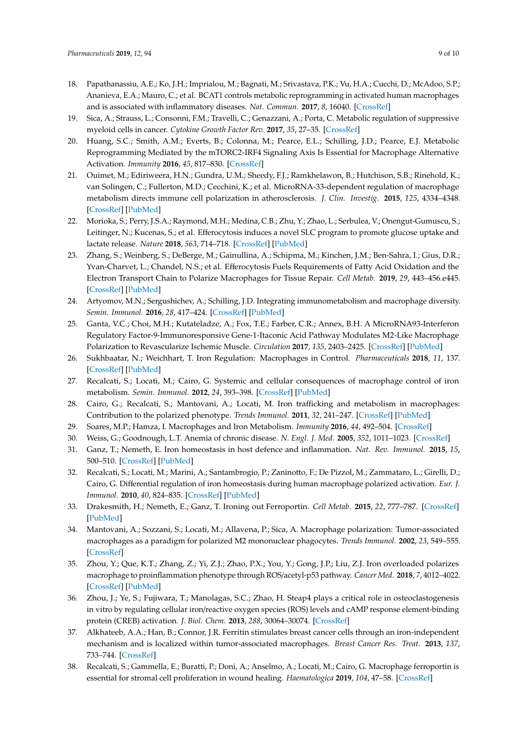18. Papathanassiu, A.E.; Ko, J.H.; Imprialou, M.; Bagnati, M.; Srivastava, P.K.; Vu, H.A.; Cucchi, D.; McAdoo, S.P.; Ananieva, E.A.; Mauro, C.; et al. BCAT1 controls metabolic reprogramming in activated human macrophages and is associated with inflammatory diseases. *Nat. Commun.* **2017**, *8*, 16040. [CrossRef]
19. Sica, A.; Strauss, L.; Consonni, F.M.; Travelli, C.; Genazzani, A.; Porta, C. Metabolic regulation of suppressive myeloid cells in cancer. *Cytokine Growth Factor Rev.* **2017**, *35*, 27–35. [CrossRef]
20. Huang, S.C.; Smith, A.M.; Everts, B.; Colonna, M.; Pearce, E.L.; Schilling, J.D.; Pearce, E.J. Metabolic Reprogramming Mediated by the mTORC2-IRF4 Signaling Axis Is Essential for Macrophage Alternative Activation. *Immunity* **2016**, *45*, 817–830. [CrossRef]
21. Ouimet, M.; Ediriweera, H.N.; Gundra, U.M.; Sheedy, F.J.; Ramkhelawon, B.; Hutchison, S.B.; Rinehold, K.; van Solingen, C.; Fullerton, M.D.; Cecchini, K.; et al. MicroRNA-33-dependent regulation of macrophage metabolism directs immune cell polarization in atherosclerosis. *J. Clin. Investig.* **2015**, *125*, 4334–4348. [CrossRef] [PubMed]
22. Morioka, S.; Perry, J.S.A.; Raymond, M.H.; Medina, C.B.; Zhu, Y.; Zhao, L.; Serbulea, V.; Onengut-Gumuscu, S.; Leitinger, N.; Kucenas, S.; et al. Efferocytosis induces a novel SLC program to promote glucose uptake and lactate release. *Nature* **2018**, *563*, 714–718. [CrossRef] [PubMed]
23. Zhang, S.; Weinberg, S.; DeBerge, M.; Gainullina, A.; Schipma, M.; Kinchen, J.M.; Ben-Sahra, I.; Gius, D.R.; Yvan-Charvet, L.; Chandel, N.S.; et al. Efferocytosis Fuels Requirements of Fatty Acid Oxidation and the Electron Transport Chain to Polarize Macrophages for Tissue Repair. *Cell Metab.* **2019**, *29*, 443–456.e445. [CrossRef] [PubMed]
24. Artyomov, M.N.; Sergushichev, A.; Schilling, J.D. Integrating immunometabolism and macrophage diversity. *Semin. Immunol.* **2016**, *28*, 417–424. [CrossRef] [PubMed]
25. Ganta, V.C.; Choi, M.H.; Kutateladze, A.; Fox, T.E.; Farber, C.R.; Annex, B.H. A MicroRNA93-Interferon Regulatory Factor-9-Immunoresponsive Gene-1-Itaconic Acid Pathway Modulates M2-Like Macrophage Polarization to Revascularize Ischemic Muscle. *Circulation* **2017**, *135*, 2403–2425. [CrossRef] [PubMed]
26. Sukhbaatar, N.; Weichhart, T. Iron Regulation: Macrophages in Control. *Pharmaceuticals* **2018**, *11*, 137. [CrossRef] [PubMed]
27. Recalcati, S.; Locati, M.; Cairo, G. Systemic and cellular consequences of macrophage control of iron metabolism. *Semin. Immunol.* **2012**, *24*, 393–398. [CrossRef] [PubMed]
28. Cairo, G.; Recalcati, S.; Mantovani, A.; Locati, M. Iron trafficking and metabolism in macrophages: Contribution to the polarized phenotype. *Trends Immunol.* **2011**, *32*, 241–247. [CrossRef] [PubMed]
29. Soares, M.P.; Hamza, I. Macrophages and Iron Metabolism. *Immunity* **2016**, *44*, 492–504. [CrossRef]
30. Weiss, G.; Goodnough, L.T. Anemia of chronic disease. *N. Engl. J. Med.* **2005**, *352*, 1011–1023. [CrossRef]
31. Ganz, T.; Nemeth, E. Iron homeostasis in host defence and inflammation. *Nat. Rev. Immunol.* **2015**, *15*, 500–510. [CrossRef] [PubMed]
32. Recalcati, S.; Locati, M.; Marini, A.; Santambrogio, P.; Zaninotto, F.; De Pizzol, M.; Zammataro, L.; Girelli, D.; Cairo, G. Differential regulation of iron homeostasis during human macrophage polarized activation. *Eur. J. Immunol.* **2010**, *40*, 824–835. [CrossRef] [PubMed]
33. Drakesmith, H.; Nemeth, E.; Ganz, T. Ironing out Ferroportin. *Cell Metab.* **2015**, *22*, 777–787. [CrossRef] [PubMed]
34. Mantovani, A.; Sozzani, S.; Locati, M.; Allavena, P.; Sica, A. Macrophage polarization: Tumor-associated macrophages as a paradigm for polarized M2 mononuclear phagocytes. *Trends Immunol.* **2002**, *23*, 549–555. [CrossRef]
35. Zhou, Y.; Que, K.T.; Zhang, Z.; Yi, Z.J.; Zhao, P.X.; You, Y.; Gong, J.P.; Liu, Z.J. Iron overloaded polarizes macrophage to proinflammation phenotype through ROS/acetyl-p53 pathway. *Cancer Med.* **2018**, *7*, 4012–4022. [CrossRef] [PubMed]
36. Zhou, J.; Ye, S.; Fujiwara, T.; Manolagas, S.C.; Zhao, H. Steap4 plays a critical role in osteoclastogenesis in vitro by regulating cellular iron/reactive oxygen species (ROS) levels and cAMP response element-binding protein (CREB) activation. *J. Biol. Chem.* **2013**, *288*, 30064–30074. [CrossRef]
37. Alkhateeb, A.A.; Han, B.; Connor, J.R. Ferritin stimulates breast cancer cells through an iron-independent mechanism and is localized within tumor-associated macrophages. *Breast Cancer Res. Treat.* **2013**, *137*, 733–744. [CrossRef]
38. Recalcati, S.; Gammella, E.; Buratti, P.; Doni, A.; Anselmo, A.; Locati, M.; Cairo, G. Macrophage ferroportin is essential for stromal cell proliferation in wound healing. *Haematologica* **2019**, *104*, 47–58. [CrossRef]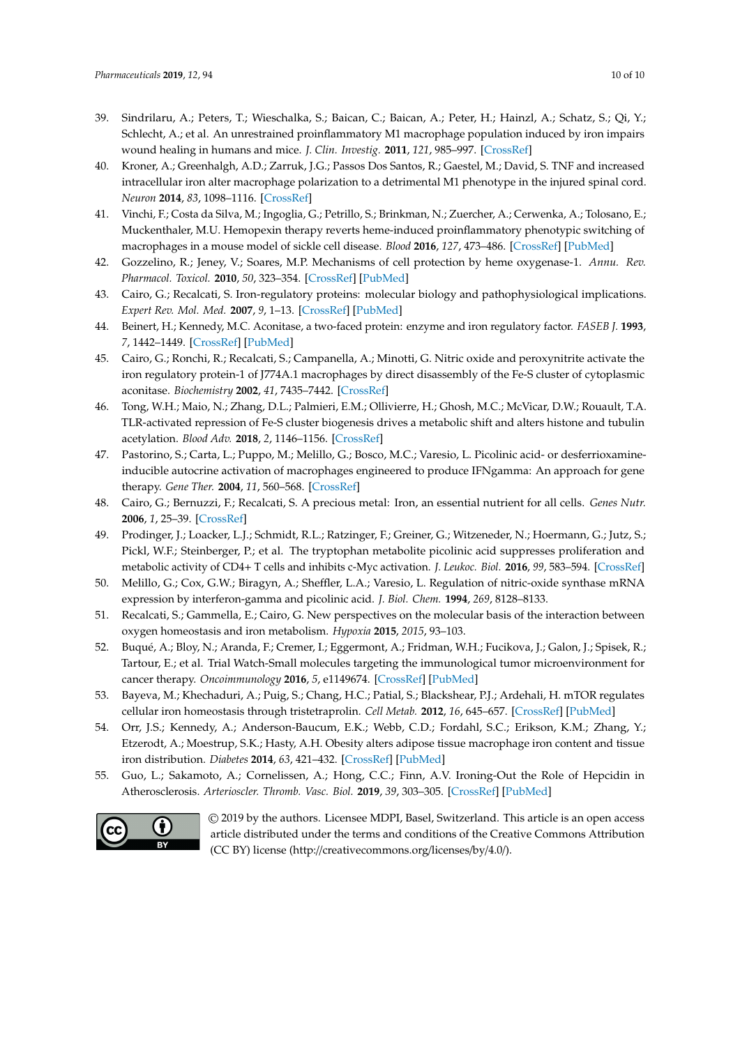39. Sindrilaru, A.; Peters, T.; Wieschalka, S.; Baican, C.; Baican, A.; Peter, H.; Hainzl, A.; Schatz, S.; Qi, Y.; Schlecht, A.; et al. An unrestrained proinflammatory M1 macrophage population induced by iron impairs wound healing in humans and mice. *J. Clin. Investig.* **2011**, *121*, 985–997. [CrossRef]
40. Kroner, A.; Greenhalgh, A.D.; Zarruk, J.G.; Passos Dos Santos, R.; Gaestel, M.; David, S. TNF and increased intracellular iron alter macrophage polarization to a detrimental M1 phenotype in the injured spinal cord. *Neuron* **2014**, *83*, 1098–1116. [CrossRef]
41. Vinchi, F.; Costa da Silva, M.; Ingoglia, G.; Petrillo, S.; Brinkman, N.; Zuercher, A.; Cerwenka, A.; Tolosano, E.; Muckenthaler, M.U. Hemopexin therapy reverts heme-induced proinflammatory phenotypic switching of macrophages in a mouse model of sickle cell disease. *Blood* **2016**, *127*, 473–486. [CrossRef] [PubMed]
42. Gozzelino, R.; Jeney, V.; Soares, M.P. Mechanisms of cell protection by heme oxygenase-1. *Annu. Rev. Pharmacol. Toxicol.* **2010**, *50*, 323–354. [CrossRef] [PubMed]
43. Cairo, G.; Recalcati, S. Iron-regulatory proteins: molecular biology and pathophysiological implications. *Expert Rev. Mol. Med.* **2007**, *9*, 1–13. [CrossRef] [PubMed]
44. Beinert, H.; Kennedy, M.C. Aconitase, a two-faced protein: enzyme and iron regulatory factor. *FASEB J.* **1993**, *7*, 1442–1449. [CrossRef] [PubMed]
45. Cairo, G.; Ronchi, R.; Recalcati, S.; Campanella, A.; Minotti, G. Nitric oxide and peroxynitrite activate the iron regulatory protein-1 of J774A.1 macrophages by direct disassembly of the Fe-S cluster of cytoplasmic aconitase. *Biochemistry* **2002**, *41*, 7435–7442. [CrossRef]
46. Tong, W.H.; Maio, N.; Zhang, D.L.; Palmieri, E.M.; Ollivierre, H.; Ghosh, M.C.; McVicar, D.W.; Rouault, T.A. TLR-activated repression of Fe-S cluster biogenesis drives a metabolic shift and alters histone and tubulin acetylation. *Blood Adv.* **2018**, *2*, 1146–1156. [CrossRef]
47. Pastorino, S.; Carta, L.; Puppo, M.; Melillo, G.; Bosco, M.C.; Varesio, L. Picolinic acid- or desferrioxamine-inducible autocrine activation of macrophages engineered to produce IFNgamma: An approach for gene therapy. *Gene Ther.* **2004**, *11*, 560–568. [CrossRef]
48. Cairo, G.; Bernuzzi, F.; Recalcati, S. A precious metal: Iron, an essential nutrient for all cells. *Genes Nutr.* **2006**, *1*, 25–39. [CrossRef]
49. Prodinger, J.; Loacker, L.J.; Schmidt, R.L.; Ratzinger, F.; Greiner, G.; Witzeneder, N.; Hoermann, G.; Jutz, S.; Pickl, W.F.; Steinberger, P.; et al. The tryptophan metabolite picolinic acid suppresses proliferation and metabolic activity of CD4+ T cells and inhibits c-Myc activation. *J. Leukoc. Biol.* **2016**, *99*, 583–594. [CrossRef]
50. Melillo, G.; Cox, G.W.; Biragyn, A.; Sheffler, L.A.; Varesio, L. Regulation of nitric-oxide synthase mRNA expression by interferon-gamma and picolinic acid. *J. Biol. Chem.* **1994**, *269*, 8128–8133.
51. Recalcati, S.; Gammella, E.; Cairo, G. New perspectives on the molecular basis of the interaction between oxygen homeostasis and iron metabolism. *Hypoxia* **2015**, *2015*, 93–103.
52. Buqué, A.; Bloy, N.; Aranda, F.; Cremer, I.; Eggermont, A.; Fridman, W.H.; Fucikova, J.; Galon, J.; Spisek, R.; Tartour, E.; et al. Trial Watch-Small molecules targeting the immunological tumor microenvironment for cancer therapy. *Oncoimmunology* **2016**, *5*, e1149674. [CrossRef] [PubMed]
53. Bayeva, M.; Khechaduri, A.; Puig, S.; Chang, H.C.; Patial, S.; Blackshear, P.J.; Ardehali, H. mTOR regulates cellular iron homeostasis through tristetraprolin. *Cell Metab.* **2012**, *16*, 645–657. [CrossRef] [PubMed]
54. Orr, J.S.; Kennedy, A.; Anderson-Baucum, E.K.; Webb, C.D.; Fordahl, S.C.; Erikson, K.M.; Zhang, Y.; Etzerodt, A.; Moestrup, S.K.; Hasty, A.H. Obesity alters adipose tissue macrophage iron content and tissue iron distribution. *Diabetes* **2014**, *63*, 421–432. [CrossRef] [PubMed]
55. Guo, L.; Sakamoto, A.; Cornelissen, A.; Hong, C.C.; Finn, A.V. Ironing-Out the Role of Hepcidin in Atherosclerosis. *Arterioscler. Thromb. Vasc. Biol.* **2019**, *39*, 303–305. [CrossRef] [PubMed]

© 2019 by the authors. Licensee MDPI, Basel, Switzerland. This article is an open access article distributed under the terms and conditions of the Creative Commons Attribution (CC BY) license (http://creativecommons.org/licenses/by/4.0/).